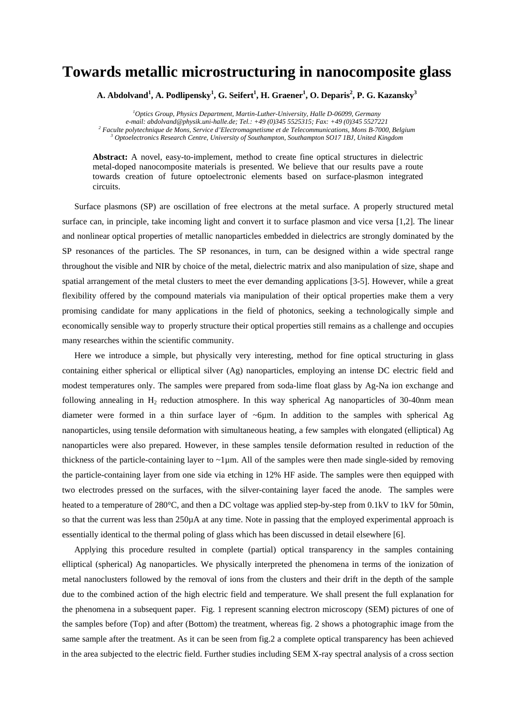# Towards metallic microstructuring in nanocomposite glass

**A. Abdolvand[1], A. Podlipensky[1], G. Seifert[1], H. Graener[1], O. Deparis[2], P. G. Kazansky[3]**

[1] *Optics Group, Physics Department, Martin-Luther-University, Halle D-06099, Germany*
*e-mail: abdolvand@physik.uni-halle.de; Tel.: +49 (0)345 5525315; Fax: +49 (0)345 5527221*
[2] *Faculte polytechnique de Mons, Service d'Electromagnetisme et de Telecommunications, Mons B-7000, Belgium*
[3] *Optoelectronics Research Centre, University of Southampton, Southampton SO17 1BJ, United Kingdom*

**Abstract:** A novel, easy-to-implement, method to create fine optical structures in dielectric metal-doped nanocomposite materials is presented. We believe that our results pave a route towards creation of future optoelectronic elements based on surface-plasmon integrated circuits.

Surface plasmons (SP) are oscillation of free electrons at the metal surface. A properly structured metal surface can, in principle, take incoming light and convert it to surface plasmon and vice versa [1,2]. The linear and nonlinear optical properties of metallic nanoparticles embedded in dielectrics are strongly dominated by the SP resonances of the particles. The SP resonances, in turn, can be designed within a wide spectral range throughout the visible and NIR by choice of the metal, dielectric matrix and also manipulation of size, shape and spatial arrangement of the metal clusters to meet the ever demanding applications [3-5]. However, while a great flexibility offered by the compound materials via manipulation of their optical properties make them a very promising candidate for many applications in the field of photonics, seeking a technologically simple and economically sensible way to properly structure their optical properties still remains as a challenge and occupies many researches within the scientific community.

Here we introduce a simple, but physically very interesting, method for fine optical structuring in glass containing either spherical or elliptical silver (Ag) nanoparticles, employing an intense DC electric field and modest temperatures only. The samples were prepared from soda-lime float glass by Ag-Na ion exchange and following annealing in $H_2$ reduction atmosphere. In this way spherical Ag nanoparticles of 30-40nm mean diameter were formed in a thin surface layer of ~6µm. In addition to the samples with spherical Ag nanoparticles, using tensile deformation with simultaneous heating, a few samples with elongated (elliptical) Ag nanoparticles were also prepared. However, in these samples tensile deformation resulted in reduction of the thickness of the particle-containing layer to ~1µm. All of the samples were then made single-sided by removing the particle-containing layer from one side via etching in 12% HF aside. The samples were then equipped with two electrodes pressed on the surfaces, with the silver-containing layer faced the anode. The samples were heated to a temperature of 280°C, and then a DC voltage was applied step-by-step from 0.1kV to 1kV for 50min, so that the current was less than 250µA at any time. Note in passing that the employed experimental approach is essentially identical to the thermal poling of glass which has been discussed in detail elsewhere [6].

Applying this procedure resulted in complete (partial) optical transparency in the samples containing elliptical (spherical) Ag nanoparticles. We physically interpreted the phenomena in terms of the ionization of metal nanoclusters followed by the removal of ions from the clusters and their drift in the depth of the sample due to the combined action of the high electric field and temperature. We shall present the full explanation for the phenomena in a subsequent paper. Fig. 1 represent scanning electron microscopy (SEM) pictures of one of the samples before (Top) and after (Bottom) the treatment, whereas fig. 2 shows a photographic image from the same sample after the treatment. As it can be seen from fig.2 a complete optical transparency has been achieved in the area subjected to the electric field. Further studies including SEM X-ray spectral analysis of a cross section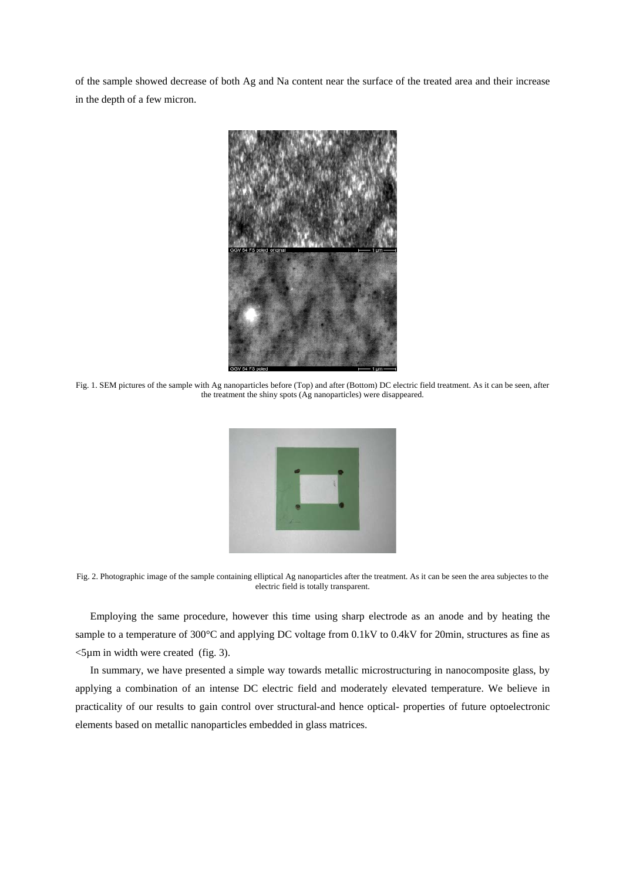of the sample showed decrease of both Ag and Na content near the surface of the treated area and their increase in the depth of a few micron.

Fig. 1. SEM pictures of the sample with Ag nanoparticles before (Top) and after (Bottom) DC electric field treatment. As it can be seen, after the treatment the shiny spots (Ag nanoparticles) were disappeared.

Fig. 2. Photographic image of the sample containing elliptical Ag nanoparticles after the treatment. As it can be seen the area subjectes to the electric field is totally transparent.

Employing the same procedure, however this time using sharp electrode as an anode and by heating the sample to a temperature of 300°C and applying DC voltage from 0.1kV to 0.4kV for 20min, structures as fine as <5μm in width were created (fig. 3).

In summary, we have presented a simple way towards metallic microstructuring in nanocomposite glass, by applying a combination of an intense DC electric field and moderately elevated temperature. We believe in practicality of our results to gain control over structural-and hence optical- properties of future optoelectronic elements based on metallic nanoparticles embedded in glass matrices.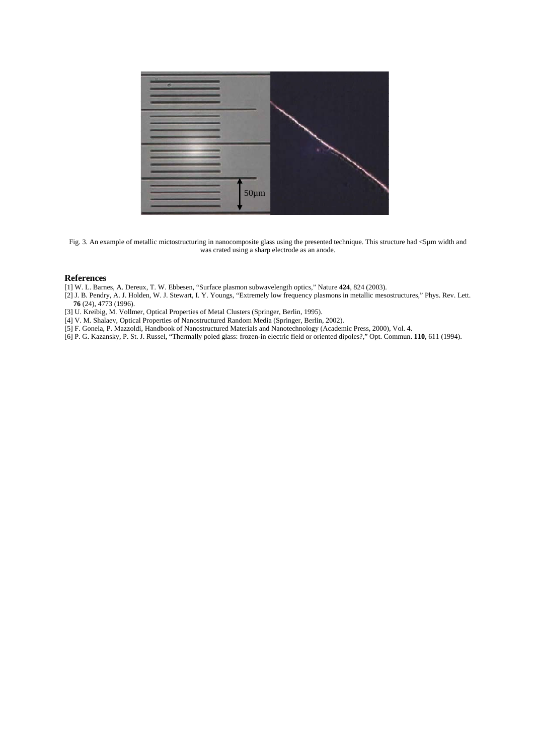50µm

Fig. 3. An example of metallic mictostructuring in nanocomposite glass using the presented technique. This structure had <5µm width and was crated using a sharp electrode as an anode.

## References

[1] W. L. Barnes, A. Dereux, T. W. Ebbesen, "Surface plasmon subwavelength optics," Nature **424**, 824 (2003).

[2] J. B. Pendry, A. J. Holden, W. J. Stewart, I. Y. Youngs, "Extremely low frequency plasmons in metallic mesostructures," Phys. Rev. Lett. **76** (24), 4773 (1996).

[3] U. Kreibig, M. Vollmer, Optical Properties of Metal Clusters (Springer, Berlin, 1995).

[4] V. M. Shalaev, Optical Properties of Nanostructured Random Media (Springer, Berlin, 2002).

[5] F. Gonela, P. Mazzoldi, Handbook of Nanostructured Materials and Nanotechnology (Academic Press, 2000), Vol. 4.

[6] P. G. Kazansky, P. St. J. Russel, "Thermally poled glass: frozen-in electric field or oriented dipoles?," Opt. Commun. **110**, 611 (1994).